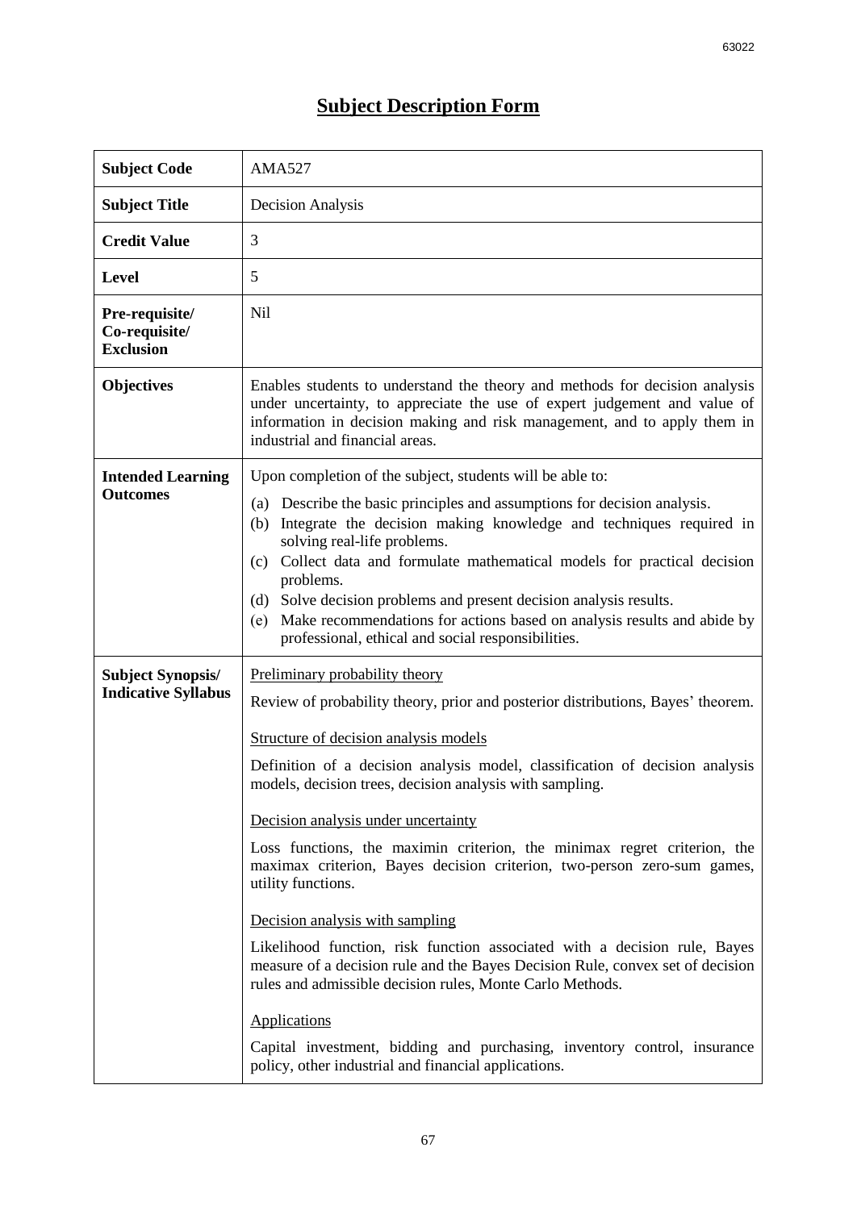# Subject Description Form

| Subject Code | AMA527 |
| --- | --- |
| Subject Title | Decision Analysis |
| Credit Value | 3 |
| Level | 5 |
| Pre-requisite/ Co-requisite/ Exclusion | Nil |
| Objectives | Enables students to understand the theory and methods for decision analysis under uncertainty, to appreciate the use of expert judgement and value of information in decision making and risk management, and to apply them in industrial and financial areas. |
| Intended Learning Outcomes | Upon completion of the subject, students will be able to:<br>(a) Describe the basic principles and assumptions for decision analysis.<br>(b) Integrate the decision making knowledge and techniques required in solving real-life problems.<br>(c) Collect data and formulate mathematical models for practical decision problems.<br>(d) Solve decision problems and present decision analysis results.<br>(e) Make recommendations for actions based on analysis results and abide by professional, ethical and social responsibilities. |
| Subject Synopsis/ Indicative Syllabus | Preliminary probability theory<br>Review of probability theory, prior and posterior distributions, Bayes' theorem.<br><br>Structure of decision analysis models<br>Definition of a decision analysis model, classification of decision analysis models, decision trees, decision analysis with sampling.<br><br>Decision analysis under uncertainty<br>Loss functions, the maximin criterion, the minimax regret criterion, the maximax criterion, Bayes decision criterion, two-person zero-sum games, utility functions.<br><br>Decision analysis with sampling<br>Likelihood function, risk function associated with a decision rule, Bayes measure of a decision rule and the Bayes Decision Rule, convex set of decision rules and admissible decision rules, Monte Carlo Methods.<br><br>Applications<br>Capital investment, bidding and purchasing, inventory control, insurance policy, other industrial and financial applications. |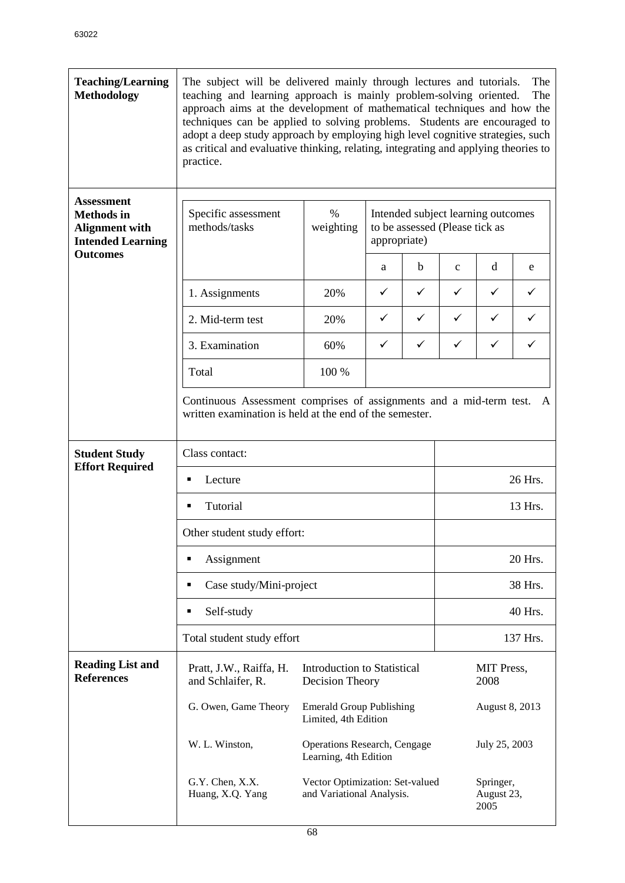**Teaching/Learning Methodology**

The subject will be delivered mainly through lectures and tutorials. The teaching and learning approach is mainly problem-solving oriented. The approach aims at the development of mathematical techniques and how the techniques can be applied to solving problems. Students are encouraged to adopt a deep study approach by employing high level cognitive strategies, such as critical and evaluative thinking, relating, integrating and applying theories to practice.

**Assessment Methods in Alignment with Intended Learning Outcomes**

| Specific assessment methods/tasks | % weighting | Intended subject learning outcomes to be assessed (Please tick as appropriate) | | | | |
|---|---|---|---|---|---|---|
| | | a | b | c | d | e |
| 1. Assignments | 20% | ✓ | ✓ | ✓ | ✓ | ✓ |
| 2. Mid-term test | 20% | ✓ | ✓ | ✓ | ✓ | ✓ |
| 3. Examination | 60% | ✓ | ✓ | ✓ | ✓ | ✓ |
| Total | 100 % | | | | | |

Continuous Assessment comprises of assignments and a mid-term test. A written examination is held at the end of the semester.

**Student Study Effort Required**

| Class contact: | |
|---|---|
| ▪ Lecture | 26 Hrs. |
| ▪ Tutorial | 13 Hrs. |
| Other student study effort: | |
| ▪ Assignment | 20 Hrs. |
| ▪ Case study/Mini-project | 38 Hrs. |
| ▪ Self-study | 40 Hrs. |
| Total student study effort | 137 Hrs. |

**Reading List and References**

| | | |
|---|---|---|
| Pratt, J.W., Raiffa, H. and Schlaifer, R. | Introduction to Statistical Decision Theory | MIT Press, 2008 |
| G. Owen, Game Theory | Emerald Group Publishing Limited, 4th Edition | August 8, 2013 |
| W. L. Winston, | Operations Research, Cengage Learning, 4th Edition | July 25, 2003 |
| G.Y. Chen, X.X. Huang, X.Q. Yang | Vector Optimization: Set-valued and Variational Analysis. | Springer, August 23, 2005 |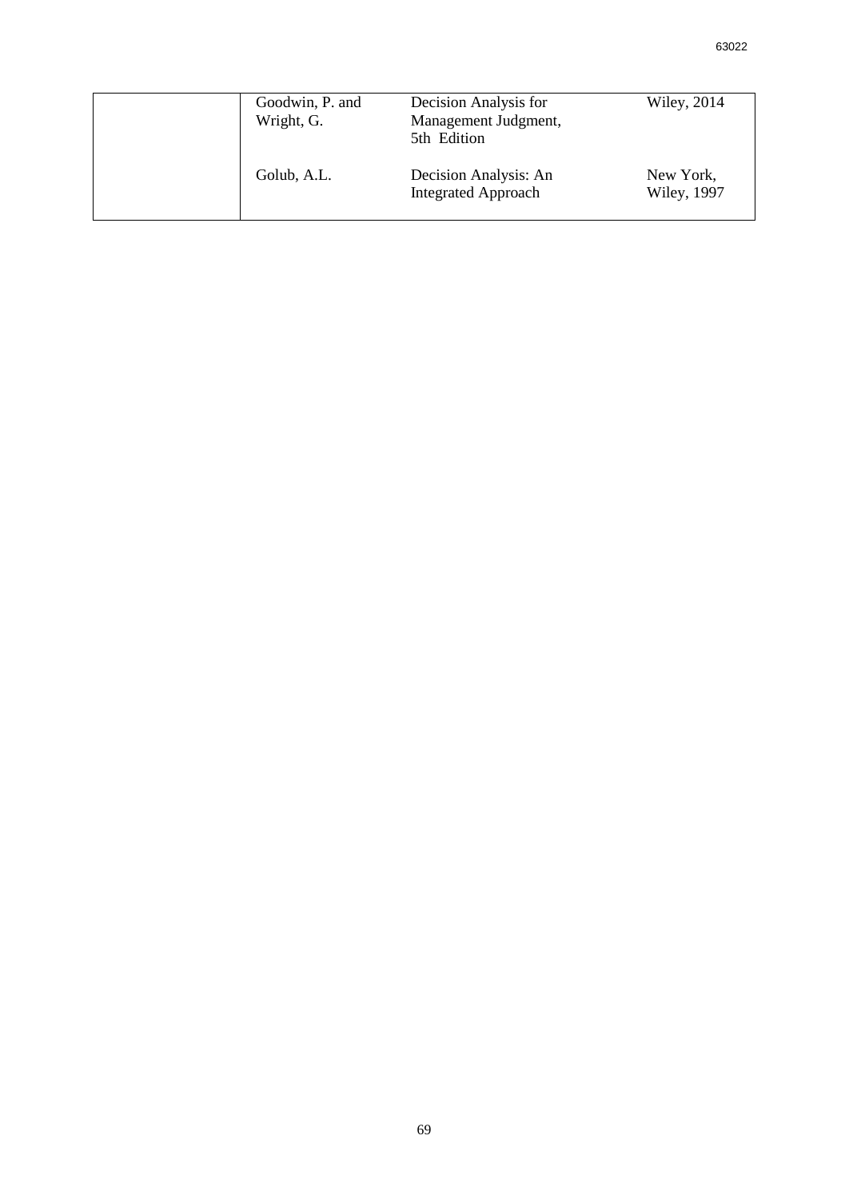| | | | |
|---|---|---|---|
| | Goodwin, P. and Wright, G. | Decision Analysis for Management Judgment, 5th Edition | Wiley, 2014 |
| | Golub, A.L. | Decision Analysis: An Integrated Approach | New York, Wiley, 1997 |